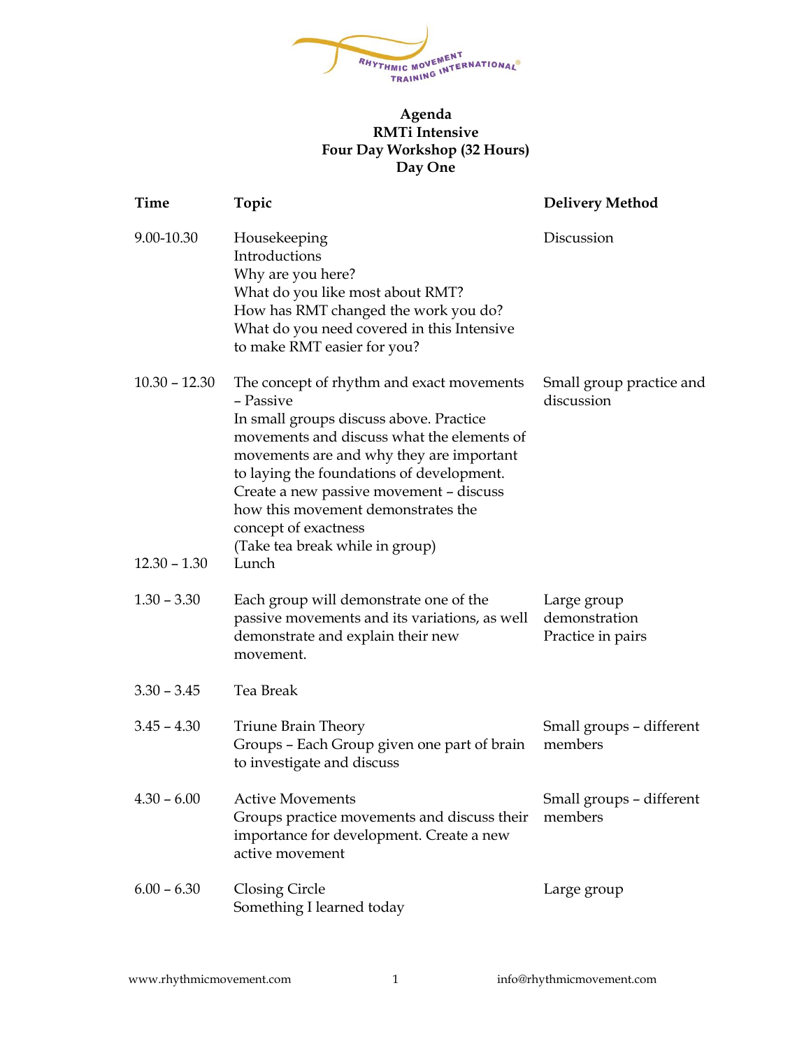# Agenda
## RMTi Intensive
## Four Day Workshop (32 Hours)
## Day One

| Time | Topic | Delivery Method |
|---|---|---|
| 9.00-10.30 | Housekeeping<br>Introductions<br>Why are you here?<br>What do you like most about RMT?<br>How has RMT changed the work you do?<br>What do you need covered in this Intensive to make RMT easier for you? | Discussion |
| 10.30 – 12.30 | The concept of rhythm and exact movements – Passive<br>In small groups discuss above. Practice movements and discuss what the elements of movements are and why they are important to laying the foundations of development.<br>Create a new passive movement – discuss how this movement demonstrates the concept of exactness<br>(Take tea break while in group) | Small group practice and discussion |
| 12.30 – 1.30 | Lunch | |
| 1.30 – 3.30 | Each group will demonstrate one of the passive movements and its variations, as well demonstrate and explain their new movement. | Large group demonstration<br>Practice in pairs |
| 3.30 – 3.45 | Tea Break | |
| 3.45 – 4.30 | Triune Brain Theory<br>Groups – Each Group given one part of brain to investigate and discuss | Small groups – different members |
| 4.30 – 6.00 | Active Movements<br>Groups practice movements and discuss their importance for development. Create a new active movement | Small groups – different members |
| 6.00 – 6.30 | Closing Circle<br>Something I learned today | Large group |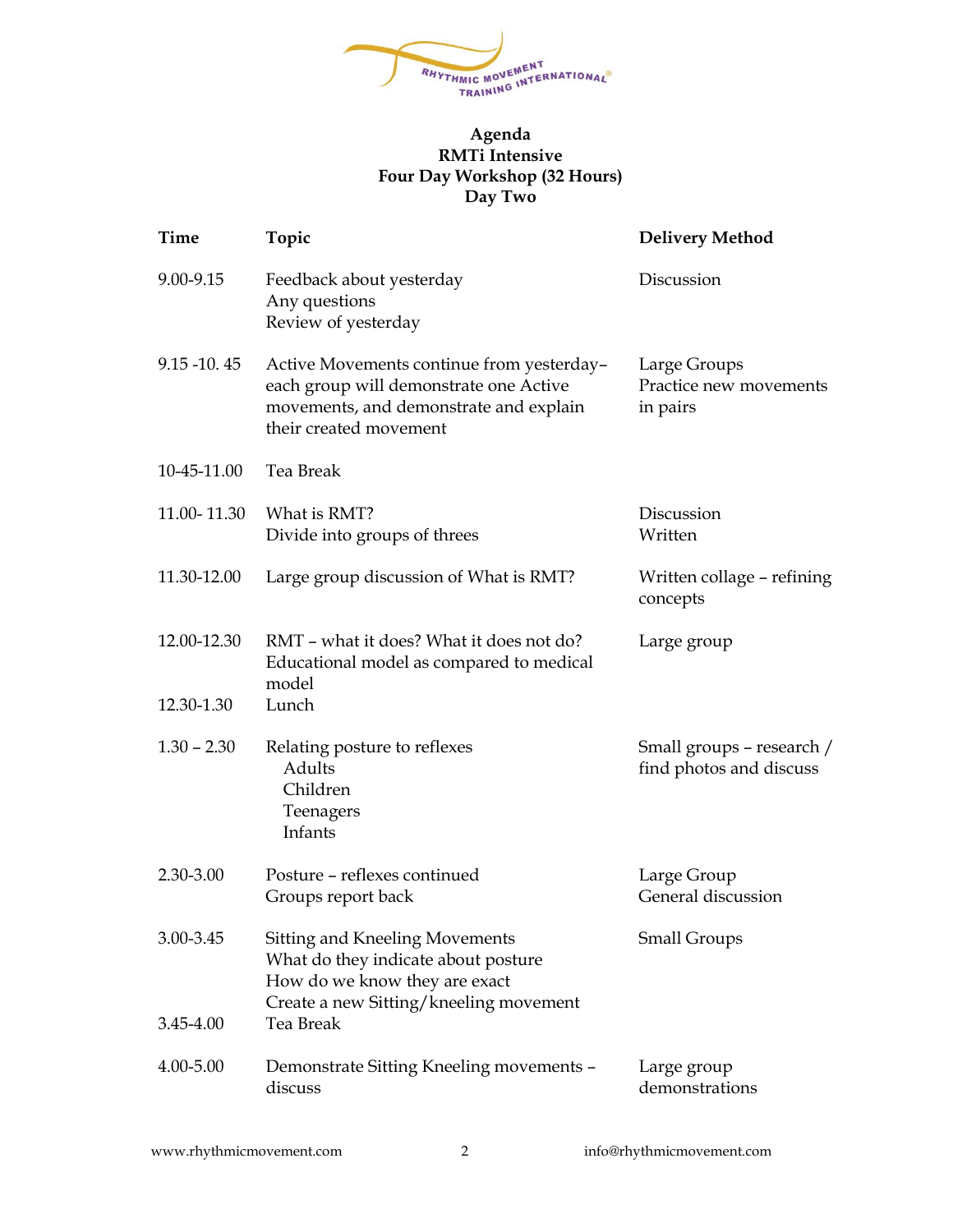# Agenda
## RMTi Intensive
## Four Day Workshop (32 Hours)
## Day Two

| Time | Topic | Delivery Method |
|---|---|---|
| 9.00-9.15 | Feedback about yesterday<br>Any questions<br>Review of yesterday | Discussion |
| 9.15 -10. 45 | Active Movements continue from yesterday– each group will demonstrate one Active movements, and demonstrate and explain their created movement | Large Groups<br>Practice new movements in pairs |
| 10-45-11.00 | Tea Break | |
| 11.00- 11.30 | What is RMT?<br>Divide into groups of threes | Discussion<br>Written |
| 11.30-12.00 | Large group discussion of What is RMT? | Written collage – refining concepts |
| 12.00-12.30 | RMT – what it does? What it does not do?<br>Educational model as compared to medical model | Large group |
| 12.30-1.30 | Lunch | |
| 1.30 – 2.30 | Relating posture to reflexes<br>Adults<br>Children<br>Teenagers<br>Infants | Small groups – research / find photos and discuss |
| 2.30-3.00 | Posture – reflexes continued<br>Groups report back | Large Group<br>General discussion |
| 3.00-3.45 | Sitting and Kneeling Movements<br>What do they indicate about posture<br>How do we know they are exact<br>Create a new Sitting/kneeling movement | Small Groups |
| 3.45-4.00 | Tea Break | |
| 4.00-5.00 | Demonstrate Sitting Kneeling movements – discuss | Large group demonstrations |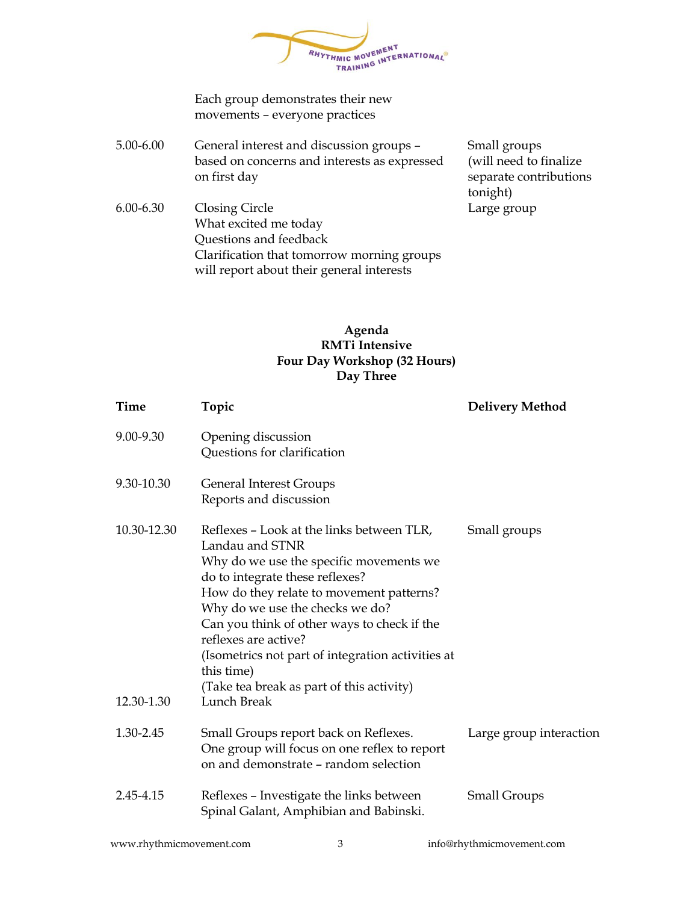| | | |
|---|---|---|
| | Each group demonstrates their new movements – everyone practices | |
| 5.00-6.00 | General interest and discussion groups – based on concerns and interests as expressed on first day | Small groups (will need to finalize separate contributions tonight) |
| 6.00-6.30 | Closing Circle<br>What excited me today<br>Questions and feedback<br>Clarification that tomorrow morning groups will report about their general interests | Large group |

**Agenda**
**RMTi Intensive**
**Four Day Workshop (32 Hours)**
**Day Three**

| Time | Topic | Delivery Method |
|---|---|---|
| 9.00-9.30 | Opening discussion<br>Questions for clarification | |
| 9.30-10.30 | General Interest Groups<br>Reports and discussion | |
| 10.30-12.30 | Reflexes – Look at the links between TLR, Landau and STNR<br>Why do we use the specific movements we do to integrate these reflexes?<br>How do they relate to movement patterns?<br>Why do we use the checks we do?<br>Can you think of other ways to check if the reflexes are active?<br>(Isometrics not part of integration activities at this time)<br>(Take tea break as part of this activity) | Small groups |
| 12.30-1.30 | Lunch Break | |
| 1.30-2.45 | Small Groups report back on Reflexes.<br>One group will focus on one reflex to report on and demonstrate – random selection | Large group interaction |
| 2.45-4.15 | Reflexes – Investigate the links between Spinal Galant, Amphibian and Babinski. | Small Groups |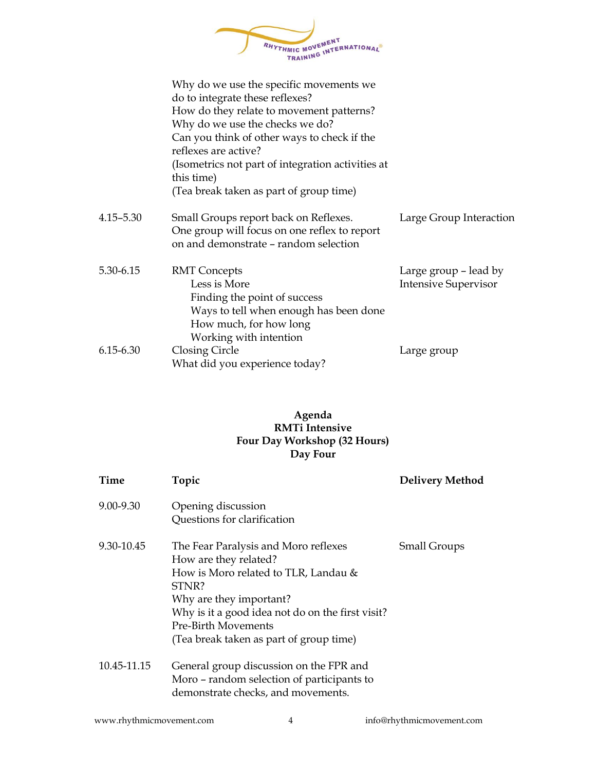| | | |
|---|---|---|
| | Why do we use the specific movements we do to integrate these reflexes?<br>How do they relate to movement patterns?<br>Why do we use the checks we do?<br>Can you think of other ways to check if the reflexes are active?<br>(Isometrics not part of integration activities at this time)<br>(Tea break taken as part of group time) | |
| 4.15–5.30 | Small Groups report back on Reflexes.<br>One group will focus on one reflex to report on and demonstrate – random selection | Large Group Interaction |
| 5.30-6.15 | RMT Concepts<br>Less is More<br>Finding the point of success<br>Ways to tell when enough has been done<br>How much, for how long<br>Working with intention | Large group – lead by Intensive Supervisor |
| 6.15-6.30 | Closing Circle<br>What did you experience today? | Large group |

**Agenda**
**RMTi Intensive**
**Four Day Workshop (32 Hours)**
**Day Four**

| Time | Topic | Delivery Method |
|---|---|---|
| 9.00-9.30 | Opening discussion<br>Questions for clarification | |
| 9.30-10.45 | The Fear Paralysis and Moro reflexes<br>How are they related?<br>How is Moro related to TLR, Landau & STNR?<br>Why are they important?<br>Why is it a good idea not do on the first visit?<br>Pre-Birth Movements<br>(Tea break taken as part of group time) | Small Groups |
| 10.45-11.15 | General group discussion on the FPR and Moro – random selection of participants to demonstrate checks, and movements. | |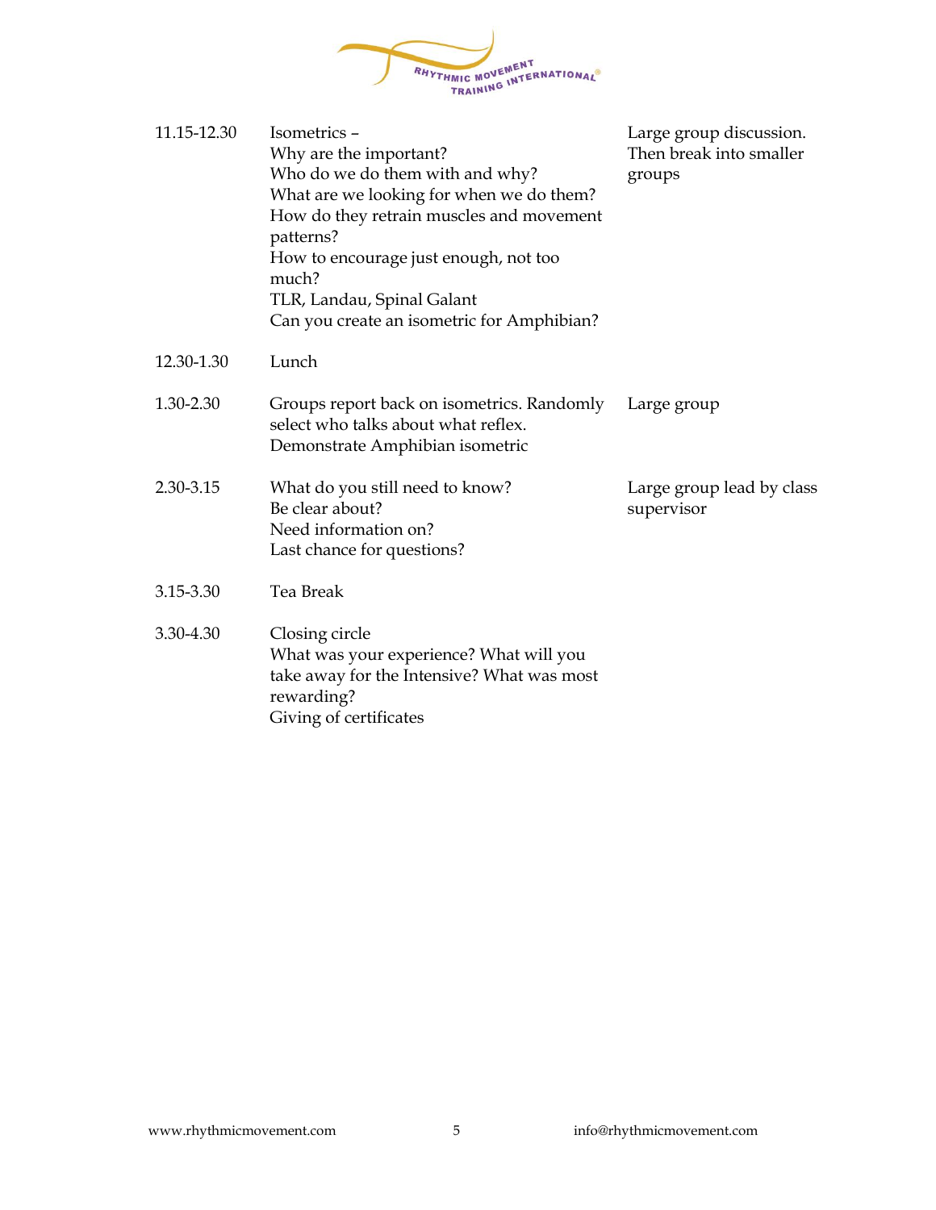| | | |
|---|---|---|
| 11.15-12.30 | Isometrics –<br>Why are the important?<br>Who do we do them with and why?<br>What are we looking for when we do them?<br>How do they retrain muscles and movement patterns?<br>How to encourage just enough, not too much?<br>TLR, Landau, Spinal Galant<br>Can you create an isometric for Amphibian? | Large group discussion. Then break into smaller groups |
| 12.30-1.30 | Lunch | |
| 1.30-2.30 | Groups report back on isometrics. Randomly select who talks about what reflex.<br>Demonstrate Amphibian isometric | Large group |
| 2.30-3.15 | What do you still need to know?<br>Be clear about?<br>Need information on?<br>Last chance for questions? | Large group lead by class supervisor |
| 3.15-3.30 | Tea Break | |
| 3.30-4.30 | Closing circle<br>What was your experience? What will you take away for the Intensive? What was most rewarding?<br>Giving of certificates | |